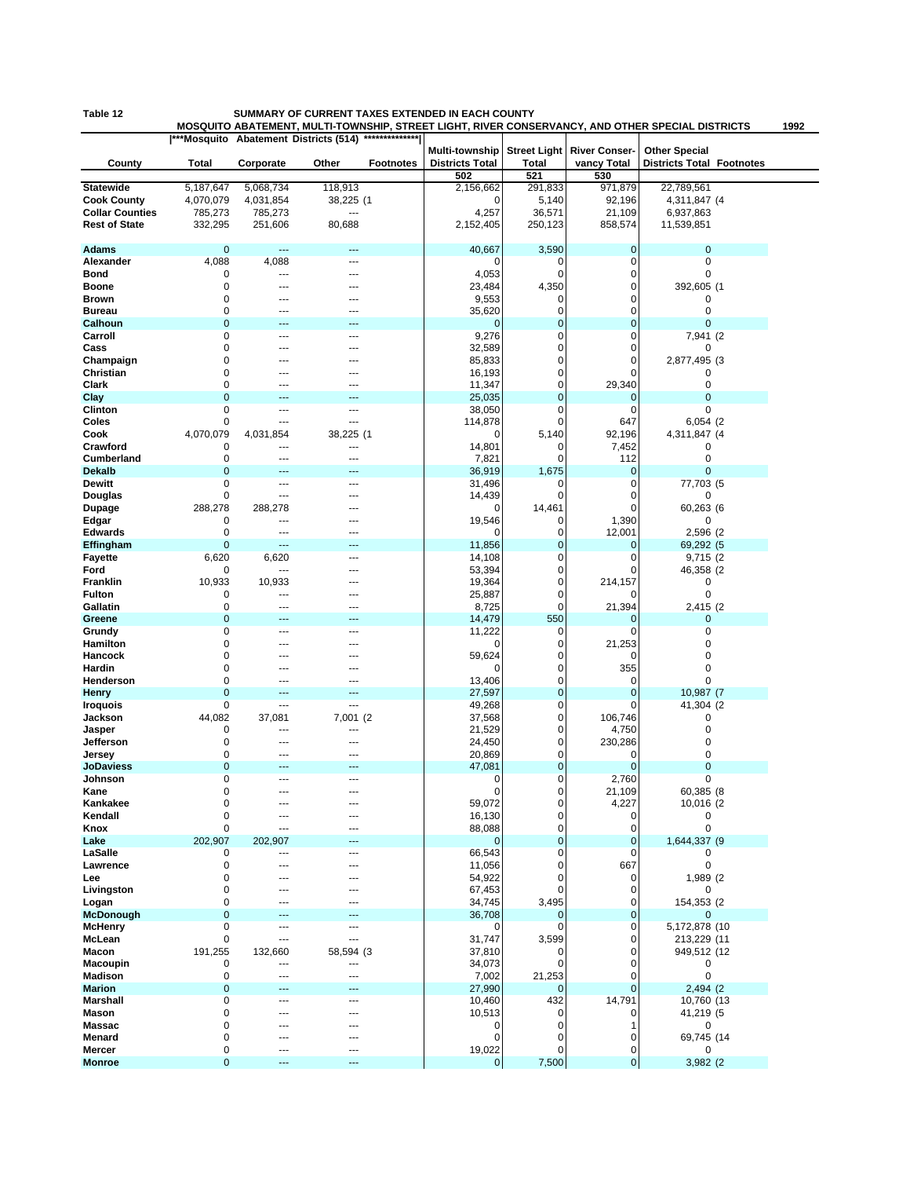**Table 12** **SUMMARY OF CURRENT TAXES EXTENDED IN EACH COUNTY**

**MOSQUITO ABATEMENT, MULTI-TOWNSHIP, STREET LIGHT, RIVER CONSERVANCY, AND OTHER SPECIAL DISTRICTS** **1992**

| County | ***Mosquito Abatement Districts (514) *** Total | Corporate | Other | Footnotes | Multi-township Districts Total 502 | Street Light Total 521 | River Conservancy Total 530 | Other Special Districts Total | Footnotes |
|---|---|---|---|---|---|---|---|---|---|
| **Statewide** | 5,187,647 | 5,068,734 | 118,913 | | 2,156,662 | 291,833 | 971,879 | 22,789,561 | |
| **Cook County** | 4,070,079 | 4,031,854 | 38,225 | (1 | 0 | 5,140 | 92,196 | 4,311,847 | (4 |
| **Collar Counties** | 785,273 | 785,273 | --- | | 4,257 | 36,571 | 21,109 | 6,937,863 | |
| **Rest of State** | 332,295 | 251,606 | 80,688 | | 2,152,405 | 250,123 | 858,574 | 11,539,851 | |
| **Adams** | 0 | --- | --- | | 40,667 | 3,590 | 0 | 0 | |
| **Alexander** | 4,088 | 4,088 | --- | | 0 | 0 | 0 | 0 | |
| **Bond** | 0 | --- | --- | | 4,053 | 0 | 0 | 0 | |
| **Boone** | 0 | --- | --- | | 23,484 | 4,350 | 0 | 392,605 | (1 |
| **Brown** | 0 | --- | --- | | 9,553 | 0 | 0 | 0 | |
| **Bureau** | 0 | --- | --- | | 35,620 | 0 | 0 | 0 | |
| **Calhoun** | 0 | --- | --- | | 0 | 0 | 0 | 0 | |
| **Carroll** | 0 | --- | --- | | 9,276 | 0 | 0 | 7,941 | (2 |
| **Cass** | 0 | --- | --- | | 32,589 | 0 | 0 | 0 | |
| **Champaign** | 0 | --- | --- | | 85,833 | 0 | 0 | 2,877,495 | (3 |
| **Christian** | 0 | --- | --- | | 16,193 | 0 | 0 | 0 | |
| **Clark** | 0 | --- | --- | | 11,347 | 0 | 29,340 | 0 | |
| **Clay** | 0 | --- | --- | | 25,035 | 0 | 0 | 0 | |
| **Clinton** | 0 | --- | --- | | 38,050 | 0 | 0 | 0 | |
| **Coles** | 0 | --- | --- | | 114,878 | 0 | 647 | 6,054 | (2 |
| **Cook** | 4,070,079 | 4,031,854 | 38,225 | (1 | 0 | 5,140 | 92,196 | 4,311,847 | (4 |
| **Crawford** | 0 | --- | --- | | 14,801 | 0 | 7,452 | 0 | |
| **Cumberland** | 0 | --- | --- | | 7,821 | 0 | 112 | 0 | |
| **Dekalb** | 0 | --- | --- | | 36,919 | 1,675 | 0 | 0 | |
| **Dewitt** | 0 | --- | --- | | 31,496 | 0 | 0 | 77,703 | (5 |
| **Douglas** | 0 | --- | --- | | 14,439 | 0 | 0 | 0 | |
| **Dupage** | 288,278 | 288,278 | --- | | 0 | 14,461 | 0 | 60,263 | (6 |
| **Edgar** | 0 | --- | --- | | 19,546 | 0 | 1,390 | 0 | |
| **Edwards** | 0 | --- | --- | | 0 | 0 | 12,001 | 2,596 | (2 |
| **Effingham** | 0 | --- | --- | | 11,856 | 0 | 0 | 69,292 | (5 |
| **Fayette** | 6,620 | 6,620 | --- | | 14,108 | 0 | 0 | 9,715 | (2 |
| **Ford** | 0 | --- | --- | | 53,394 | 0 | 0 | 46,358 | (2 |
| **Franklin** | 10,933 | 10,933 | --- | | 19,364 | 0 | 214,157 | 0 | |
| **Fulton** | 0 | --- | --- | | 25,887 | 0 | 0 | 0 | |
| **Gallatin** | 0 | --- | --- | | 8,725 | 0 | 21,394 | 2,415 | (2 |
| **Greene** | 0 | --- | --- | | 14,479 | 550 | 0 | 0 | |
| **Grundy** | 0 | --- | --- | | 11,222 | 0 | 0 | 0 | |
| **Hamilton** | 0 | --- | --- | | 0 | 0 | 21,253 | 0 | |
| **Hancock** | 0 | --- | --- | | 59,624 | 0 | 0 | 0 | |
| **Hardin** | 0 | --- | --- | | 0 | 0 | 355 | 0 | |
| **Henderson** | 0 | --- | --- | | 13,406 | 0 | 0 | 0 | |
| **Henry** | 0 | --- | --- | | 27,597 | 0 | 0 | 10,987 | (7 |
| **Iroquois** | 0 | --- | --- | | 49,268 | 0 | 0 | 41,304 | (2 |
| **Jackson** | 44,082 | 37,081 | 7,001 | (2 | 37,568 | 0 | 106,746 | 0 | |
| **Jasper** | 0 | --- | --- | | 21,529 | 0 | 4,750 | 0 | |
| **Jefferson** | 0 | --- | --- | | 24,450 | 0 | 230,286 | 0 | |
| **Jersey** | 0 | --- | --- | | 20,869 | 0 | 0 | 0 | |
| **JoDaviess** | 0 | --- | --- | | 47,081 | 0 | 0 | 0 | |
| **Johnson** | 0 | --- | --- | | 0 | 0 | 2,760 | 0 | |
| **Kane** | 0 | --- | --- | | 0 | 0 | 21,109 | 60,385 | (8 |
| **Kankakee** | 0 | --- | --- | | 59,072 | 0 | 4,227 | 10,016 | (2 |
| **Kendall** | 0 | --- | --- | | 16,130 | 0 | 0 | 0 | |
| **Knox** | 0 | --- | --- | | 88,088 | 0 | 0 | 0 | |
| **Lake** | 202,907 | 202,907 | --- | | 0 | 0 | 0 | 1,644,337 | (9 |
| **LaSalle** | 0 | --- | --- | | 66,543 | 0 | 0 | 0 | |
| **Lawrence** | 0 | --- | --- | | 11,056 | 0 | 667 | 0 | |
| **Lee** | 0 | --- | --- | | 54,922 | 0 | 0 | 1,989 | (2 |
| **Livingston** | 0 | --- | --- | | 67,453 | 0 | 0 | 0 | |
| **Logan** | 0 | --- | --- | | 34,745 | 3,495 | 0 | 154,353 | (2 |
| **McDonough** | 0 | --- | --- | | 36,708 | 0 | 0 | 0 | |
| **McHenry** | 0 | --- | --- | | 0 | 0 | 0 | 5,172,878 | (10 |
| **McLean** | 0 | --- | --- | | 31,747 | 3,599 | 0 | 213,229 | (11 |
| **Macon** | 191,255 | 132,660 | 58,594 | (3 | 37,810 | 0 | 0 | 949,512 | (12 |
| **Macoupin** | 0 | --- | --- | | 34,073 | 0 | 0 | 0 | |
| **Madison** | 0 | --- | --- | | 7,002 | 21,253 | 0 | 0 | |
| **Marion** | 0 | --- | --- | | 27,990 | 0 | 0 | 2,494 | (2 |
| **Marshall** | 0 | --- | --- | | 10,460 | 432 | 14,791 | 10,760 | (13 |
| **Mason** | 0 | --- | --- | | 10,513 | 0 | 0 | 41,219 | (5 |
| **Massac** | 0 | --- | --- | | 0 | 0 | 1 | 0 | |
| **Menard** | 0 | --- | --- | | 0 | 0 | 0 | 69,745 | (14 |
| **Mercer** | 0 | --- | --- | | 19,022 | 0 | 0 | 0 | |
| **Monroe** | 0 | --- | --- | | 0 | 7,500 | 0 | 3,982 | (2 |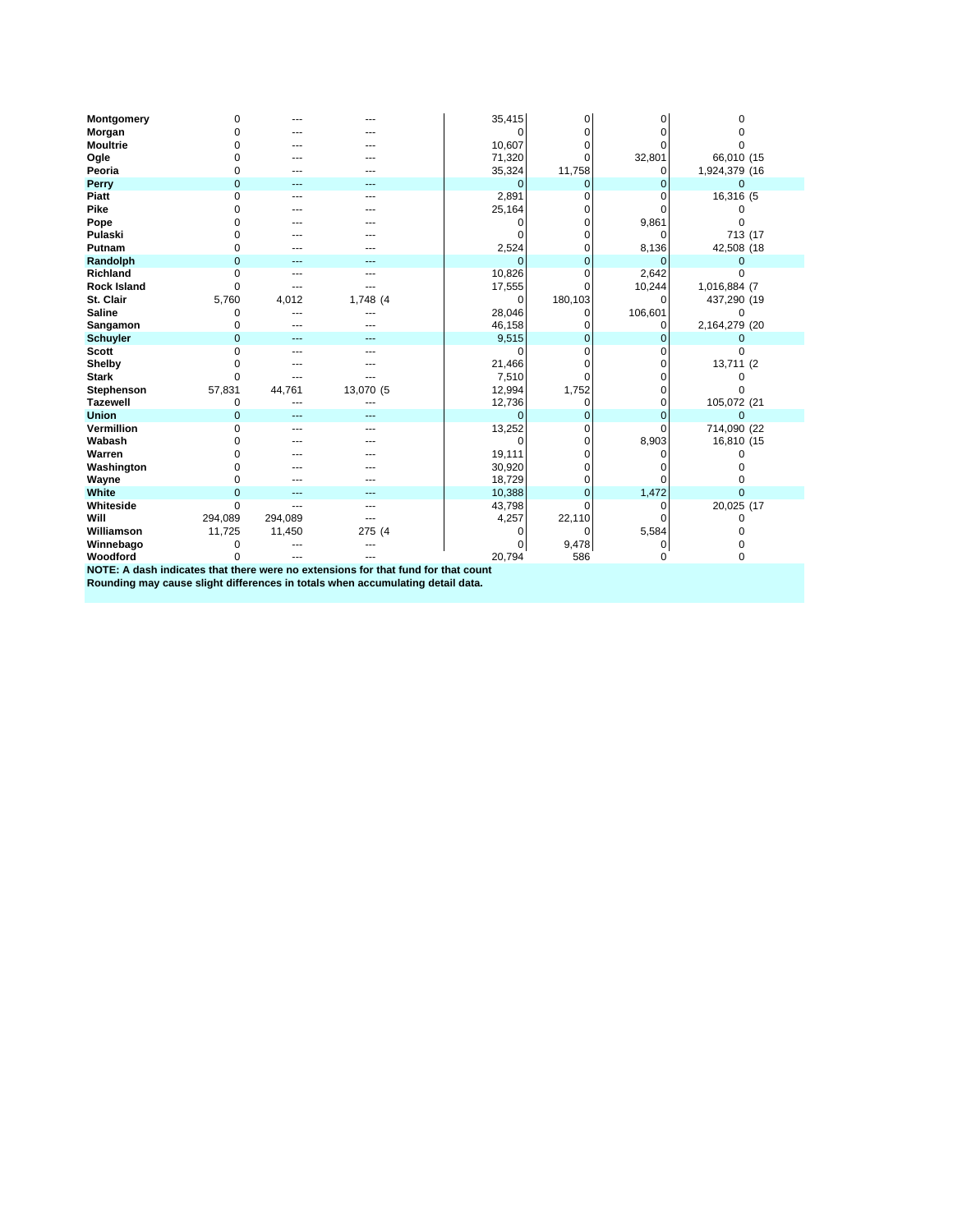| | | | | | | | |
|---|---|---|---|---|---|---|---|
| **Montgomery** | 0 | --- | --- | 35,415 | 0 | 0 | 0 |
| **Morgan** | 0 | --- | --- | 0 | 0 | 0 | 0 |
| **Moultrie** | 0 | --- | --- | 10,607 | 0 | 0 | 0 |
| **Ogle** | 0 | --- | --- | 71,320 | 0 | 32,801 | 66,010 (15 |
| **Peoria** | 0 | --- | --- | 35,324 | 11,758 | 0 | 1,924,379 (16 |
| **Perry** | 0 | --- | --- | 0 | 0 | 0 | 0 |
| **Piatt** | 0 | --- | --- | 2,891 | 0 | 0 | 16,316 (5 |
| **Pike** | 0 | --- | --- | 25,164 | 0 | 0 | 0 |
| **Pope** | 0 | --- | --- | 0 | 0 | 9,861 | 0 |
| **Pulaski** | 0 | --- | --- | 0 | 0 | 0 | 713 (17 |
| **Putnam** | 0 | --- | --- | 2,524 | 0 | 8,136 | 42,508 (18 |
| **Randolph** | 0 | --- | --- | 0 | 0 | 0 | 0 |
| **Richland** | 0 | --- | --- | 10,826 | 0 | 2,642 | 0 |
| **Rock Island** | 0 | --- | --- | 17,555 | 0 | 10,244 | 1,016,884 (7 |
| **St. Clair** | 5,760 | 4,012 | 1,748 (4 | 0 | 180,103 | 0 | 437,290 (19 |
| **Saline** | 0 | --- | --- | 28,046 | 0 | 106,601 | 0 |
| **Sangamon** | 0 | --- | --- | 46,158 | 0 | 0 | 2,164,279 (20 |
| **Schuyler** | 0 | --- | --- | 9,515 | 0 | 0 | 0 |
| **Scott** | 0 | --- | --- | 0 | 0 | 0 | 0 |
| **Shelby** | 0 | --- | --- | 21,466 | 0 | 0 | 13,711 (2 |
| **Stark** | 0 | --- | --- | 7,510 | 0 | 0 | 0 |
| **Stephenson** | 57,831 | 44,761 | 13,070 (5 | 12,994 | 1,752 | 0 | 0 |
| **Tazewell** | 0 | --- | --- | 12,736 | 0 | 0 | 105,072 (21 |
| **Union** | 0 | --- | --- | 0 | 0 | 0 | 0 |
| **Vermillion** | 0 | --- | --- | 13,252 | 0 | 0 | 714,090 (22 |
| **Wabash** | 0 | --- | --- | 0 | 0 | 8,903 | 16,810 (15 |
| **Warren** | 0 | --- | --- | 19,111 | 0 | 0 | 0 |
| **Washington** | 0 | --- | --- | 30,920 | 0 | 0 | 0 |
| **Wayne** | 0 | --- | --- | 18,729 | 0 | 0 | 0 |
| **White** | 0 | --- | --- | 10,388 | 0 | 1,472 | 0 |
| **Whiteside** | 0 | --- | --- | 43,798 | 0 | 0 | 20,025 (17 |
| **Will** | 294,089 | 294,089 | --- | 4,257 | 22,110 | 0 | 0 |
| **Williamson** | 11,725 | 11,450 | 275 (4 | 0 | 0 | 5,584 | 0 |
| **Winnebago** | 0 | --- | --- | 0 | 9,478 | 0 | 0 |
| **Woodford** | 0 | --- | --- | 20,794 | 586 | 0 | 0 |

**NOTE: A dash indicates that there were no extensions for that fund for that count**
**Rounding may cause slight differences in totals when accumulating detail data.**